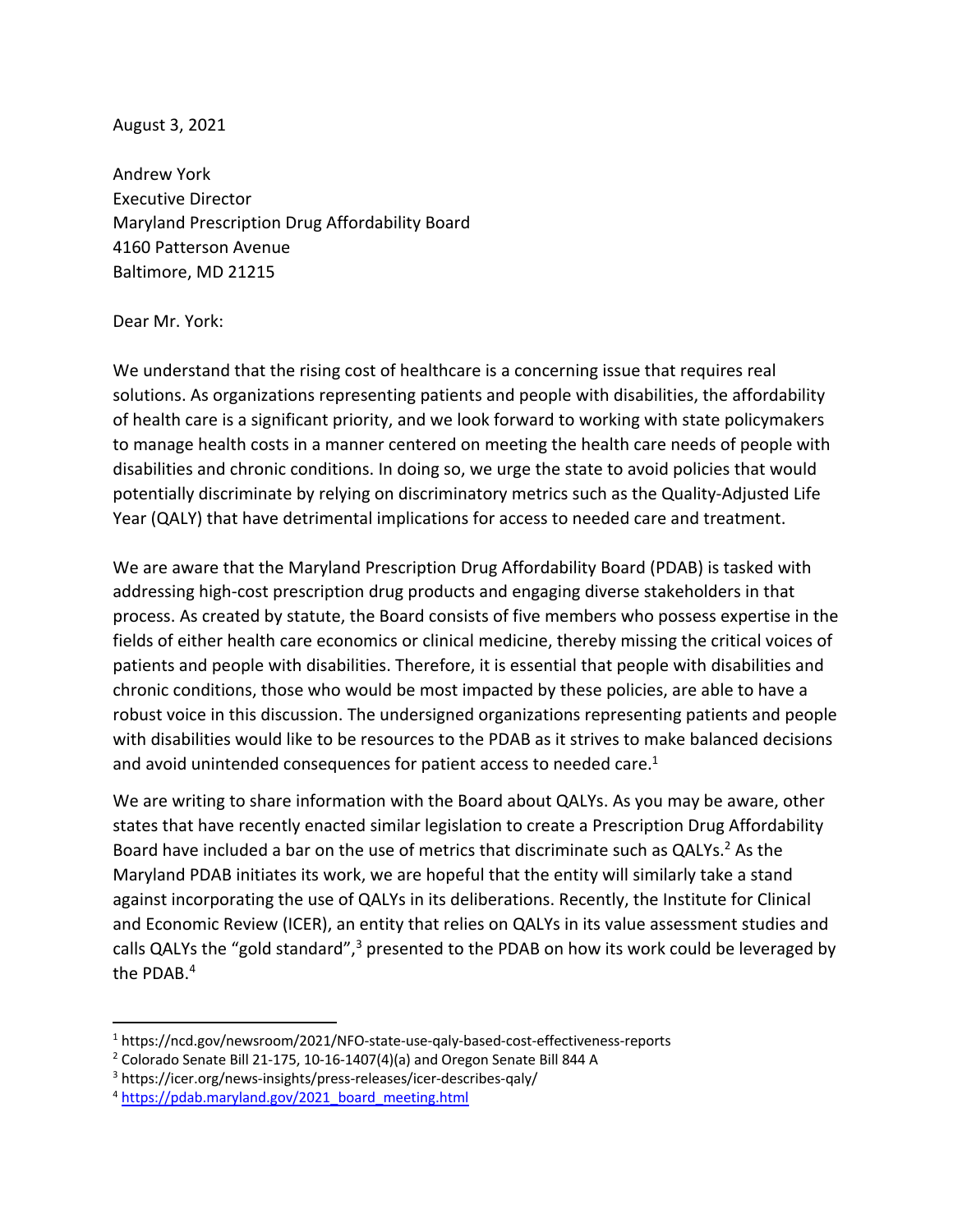August 3, 2021

Andrew York
Executive Director
Maryland Prescription Drug Affordability Board
4160 Patterson Avenue
Baltimore, MD 21215

Dear Mr. York:

We understand that the rising cost of healthcare is a concerning issue that requires real solutions. As organizations representing patients and people with disabilities, the affordability of health care is a significant priority, and we look forward to working with state policymakers to manage health costs in a manner centered on meeting the health care needs of people with disabilities and chronic conditions. In doing so, we urge the state to avoid policies that would potentially discriminate by relying on discriminatory metrics such as the Quality-Adjusted Life Year (QALY) that have detrimental implications for access to needed care and treatment.

We are aware that the Maryland Prescription Drug Affordability Board (PDAB) is tasked with addressing high-cost prescription drug products and engaging diverse stakeholders in that process. As created by statute, the Board consists of five members who possess expertise in the fields of either health care economics or clinical medicine, thereby missing the critical voices of patients and people with disabilities. Therefore, it is essential that people with disabilities and chronic conditions, those who would be most impacted by these policies, are able to have a robust voice in this discussion. The undersigned organizations representing patients and people with disabilities would like to be resources to the PDAB as it strives to make balanced decisions and avoid unintended consequences for patient access to needed care.[1]

We are writing to share information with the Board about QALYs. As you may be aware, other states that have recently enacted similar legislation to create a Prescription Drug Affordability Board have included a bar on the use of metrics that discriminate such as QALYs.[2] As the Maryland PDAB initiates its work, we are hopeful that the entity will similarly take a stand against incorporating the use of QALYs in its deliberations. Recently, the Institute for Clinical and Economic Review (ICER), an entity that relies on QALYs in its value assessment studies and calls QALYs the "gold standard",[3] presented to the PDAB on how its work could be leveraged by the PDAB.[4]

---

[1] https://ncd.gov/newsroom/2021/NFO-state-use-qaly-based-cost-effectiveness-reports

[2] Colorado Senate Bill 21-175, 10-16-1407(4)(a) and Oregon Senate Bill 844 A

[3] https://icer.org/news-insights/press-releases/icer-describes-qaly/

[4] https://pdab.maryland.gov/2021_board_meeting.html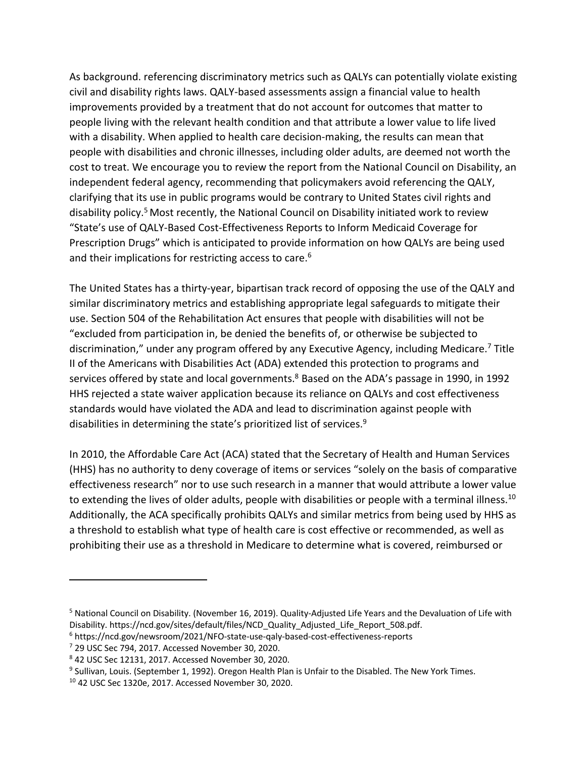As background. referencing discriminatory metrics such as QALYs can potentially violate existing civil and disability rights laws. QALY-based assessments assign a financial value to health improvements provided by a treatment that do not account for outcomes that matter to people living with the relevant health condition and that attribute a lower value to life lived with a disability. When applied to health care decision-making, the results can mean that people with disabilities and chronic illnesses, including older adults, are deemed not worth the cost to treat. We encourage you to review the report from the National Council on Disability, an independent federal agency, recommending that policymakers avoid referencing the QALY, clarifying that its use in public programs would be contrary to United States civil rights and disability policy.[5] Most recently, the National Council on Disability initiated work to review "State's use of QALY-Based Cost-Effectiveness Reports to Inform Medicaid Coverage for Prescription Drugs" which is anticipated to provide information on how QALYs are being used and their implications for restricting access to care.[6]

The United States has a thirty-year, bipartisan track record of opposing the use of the QALY and similar discriminatory metrics and establishing appropriate legal safeguards to mitigate their use. Section 504 of the Rehabilitation Act ensures that people with disabilities will not be "excluded from participation in, be denied the benefits of, or otherwise be subjected to discrimination," under any program offered by any Executive Agency, including Medicare.[7] Title II of the Americans with Disabilities Act (ADA) extended this protection to programs and services offered by state and local governments.[8] Based on the ADA's passage in 1990, in 1992 HHS rejected a state waiver application because its reliance on QALYs and cost effectiveness standards would have violated the ADA and lead to discrimination against people with disabilities in determining the state's prioritized list of services.[9]

In 2010, the Affordable Care Act (ACA) stated that the Secretary of Health and Human Services (HHS) has no authority to deny coverage of items or services "solely on the basis of comparative effectiveness research" nor to use such research in a manner that would attribute a lower value to extending the lives of older adults, people with disabilities or people with a terminal illness.[10] Additionally, the ACA specifically prohibits QALYs and similar metrics from being used by HHS as a threshold to establish what type of health care is cost effective or recommended, as well as prohibiting their use as a threshold in Medicare to determine what is covered, reimbursed or

---

[5] National Council on Disability. (November 16, 2019). Quality-Adjusted Life Years and the Devaluation of Life with Disability. https://ncd.gov/sites/default/files/NCD_Quality_Adjusted_Life_Report_508.pdf.

[6] https://ncd.gov/newsroom/2021/NFO-state-use-qaly-based-cost-effectiveness-reports

[7] 29 USC Sec 794, 2017. Accessed November 30, 2020.

[8] 42 USC Sec 12131, 2017. Accessed November 30, 2020.

[9] Sullivan, Louis. (September 1, 1992). Oregon Health Plan is Unfair to the Disabled. The New York Times.

[10] 42 USC Sec 1320e, 2017. Accessed November 30, 2020.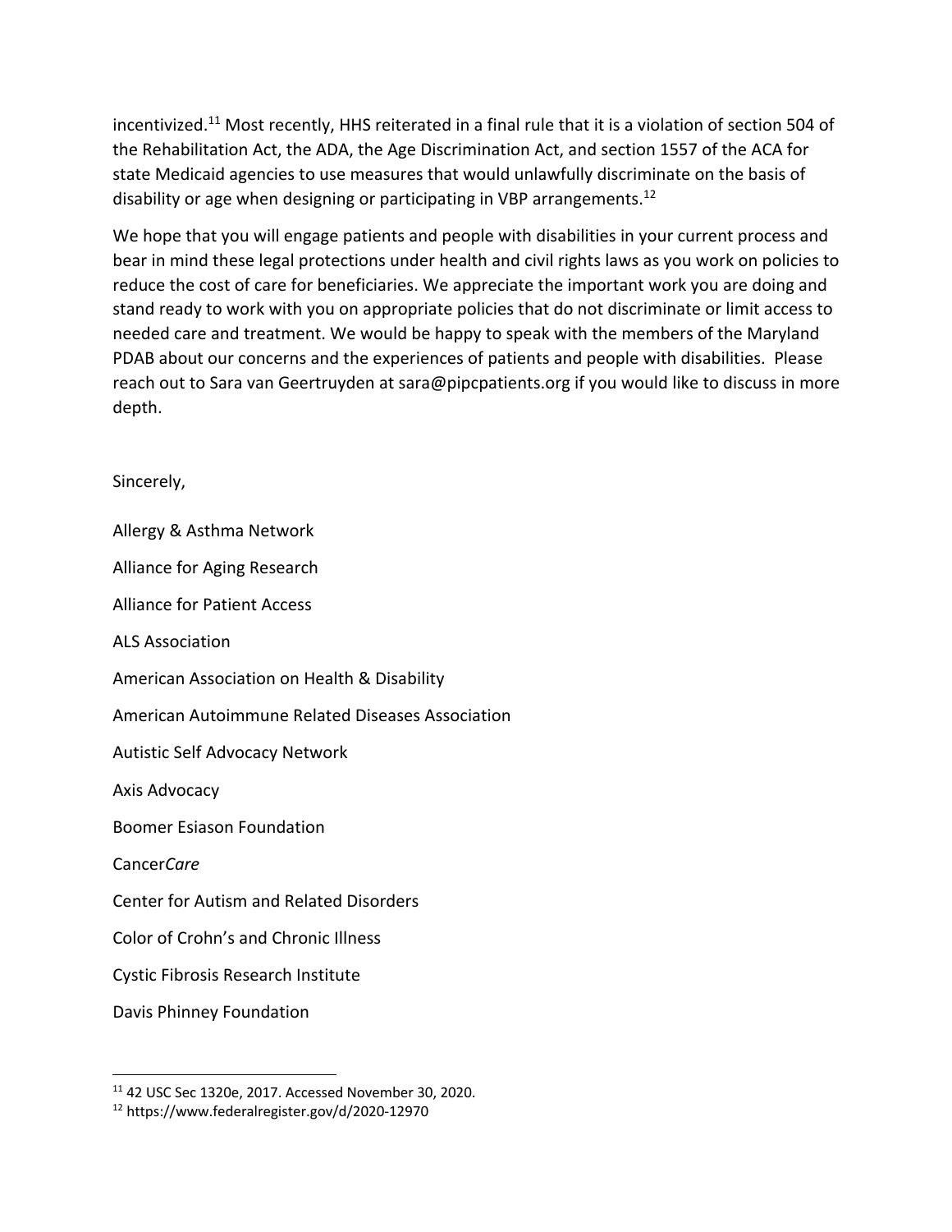incentivized.[11] Most recently, HHS reiterated in a final rule that it is a violation of section 504 of the Rehabilitation Act, the ADA, the Age Discrimination Act, and section 1557 of the ACA for state Medicaid agencies to use measures that would unlawfully discriminate on the basis of disability or age when designing or participating in VBP arrangements.[12]

We hope that you will engage patients and people with disabilities in your current process and bear in mind these legal protections under health and civil rights laws as you work on policies to reduce the cost of care for beneficiaries. We appreciate the important work you are doing and stand ready to work with you on appropriate policies that do not discriminate or limit access to needed care and treatment. We would be happy to speak with the members of the Maryland PDAB about our concerns and the experiences of patients and people with disabilities. Please reach out to Sara van Geertruyden at sara@pipcpatients.org if you would like to discuss in more depth.

Sincerely,

Allergy & Asthma Network

Alliance for Aging Research

Alliance for Patient Access

ALS Association

American Association on Health & Disability

American Autoimmune Related Diseases Association

Autistic Self Advocacy Network

Axis Advocacy

Boomer Esiason Foundation

Cancer*Care*

Center for Autism and Related Disorders

Color of Crohn's and Chronic Illness

Cystic Fibrosis Research Institute

Davis Phinney Foundation

---

[11] 42 USC Sec 1320e, 2017. Accessed November 30, 2020.

[12] https://www.federalregister.gov/d/2020-12970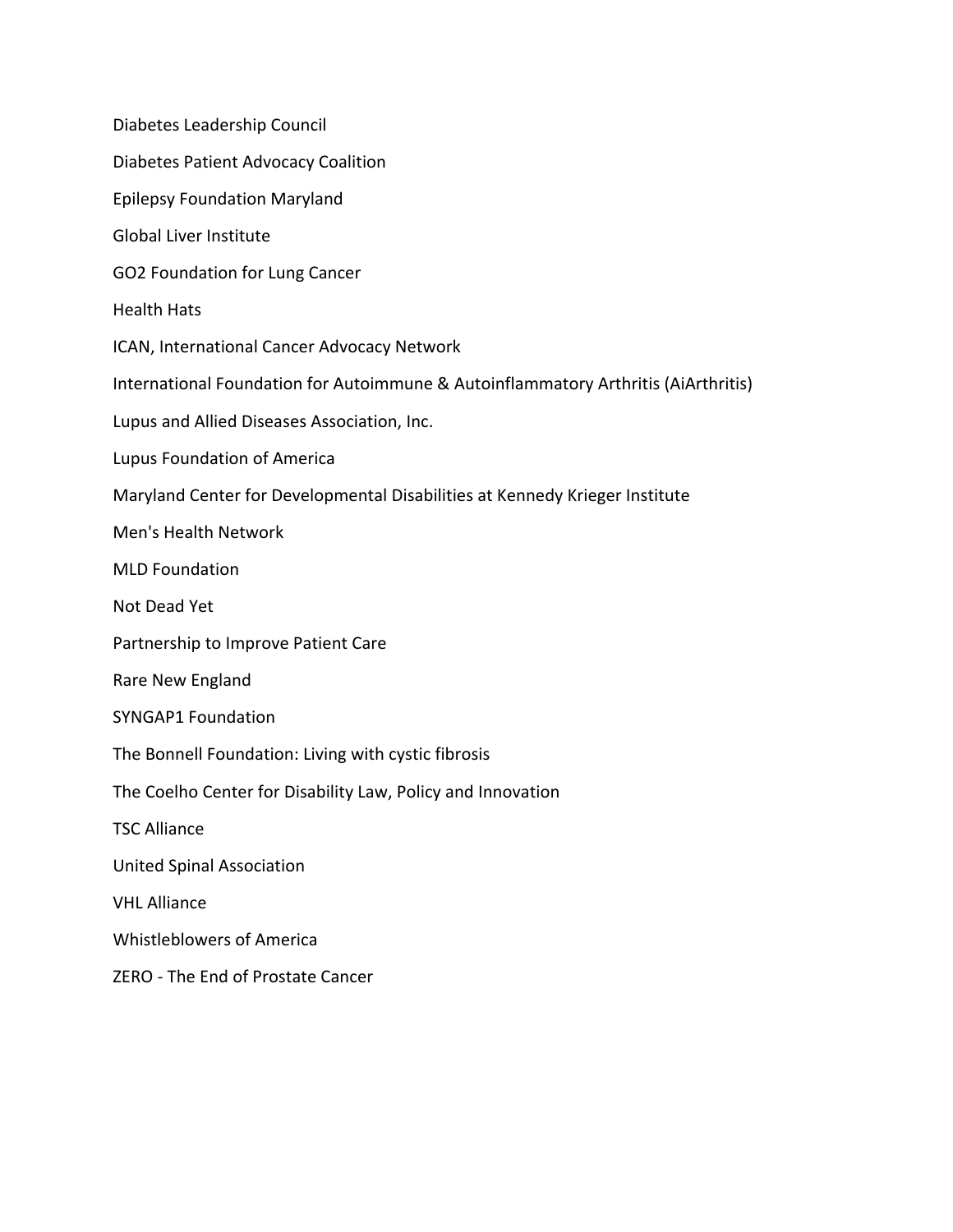Diabetes Leadership Council

Diabetes Patient Advocacy Coalition

Epilepsy Foundation Maryland

Global Liver Institute

GO2 Foundation for Lung Cancer

Health Hats

ICAN, International Cancer Advocacy Network

International Foundation for Autoimmune & Autoinflammatory Arthritis (AiArthritis)

Lupus and Allied Diseases Association, Inc.

Lupus Foundation of America

Maryland Center for Developmental Disabilities at Kennedy Krieger Institute

Men's Health Network

MLD Foundation

Not Dead Yet

Partnership to Improve Patient Care

Rare New England

SYNGAP1 Foundation

The Bonnell Foundation: Living with cystic fibrosis

The Coelho Center for Disability Law, Policy and Innovation

TSC Alliance

United Spinal Association

VHL Alliance

Whistleblowers of America

ZERO - The End of Prostate Cancer